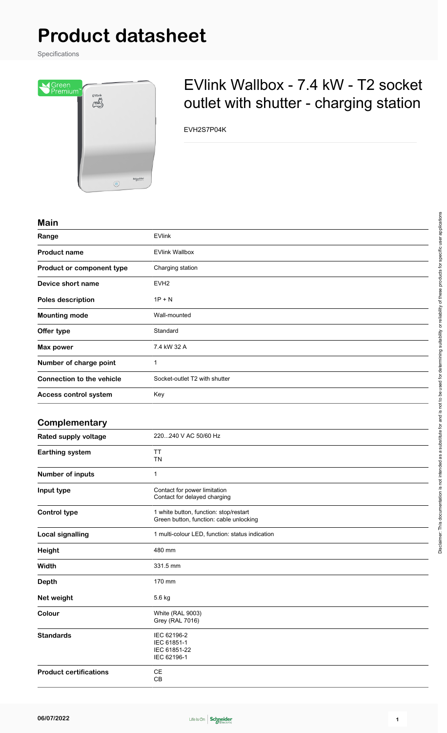# Product datasheet

Specifications

## EVlink Wallbox - 7.4 kW - T2 socket outlet with shutter - charging station

EVH2S7P04K

### Main

| | |
|---|---|
| **Range** | EVlink |
| **Product name** | EVlink Wallbox |
| **Product or component type** | Charging station |
| **Device short name** | EVH2 |
| **Poles description** | 1P + N |
| **Mounting mode** | Wall-mounted |
| **Offer type** | Standard |
| **Max power** | 7.4 kW 32 A |
| **Number of charge point** | 1 |
| **Connection to the vehicle** | Socket-outlet T2 with shutter |
| **Access control system** | Key |

### Complementary

| | |
|---|---|
| **Rated supply voltage** | 220...240 V AC 50/60 Hz |
| **Earthing system** | TT<br>TN |
| **Number of inputs** | 1 |
| **Input type** | Contact for power limitation<br>Contact for delayed charging |
| **Control type** | 1 white button, function: stop/restart<br>Green button, function: cable unlocking |
| **Local signalling** | 1 multi-colour LED, function: status indication |
| **Height** | 480 mm |
| **Width** | 331.5 mm |
| **Depth** | 170 mm |
| **Net weight** | 5.6 kg |
| **Colour** | White (RAL 9003)<br>Grey (RAL 7016) |
| **Standards** | IEC 62196-2<br>IEC 61851-1<br>IEC 61851-22<br>IEC 62196-1 |
| **Product certifications** | CE<br>CB |

Disclaimer: This documentation is not intended as a substitute for and is not to be used for determining suitability or reliability of these products for specific user applications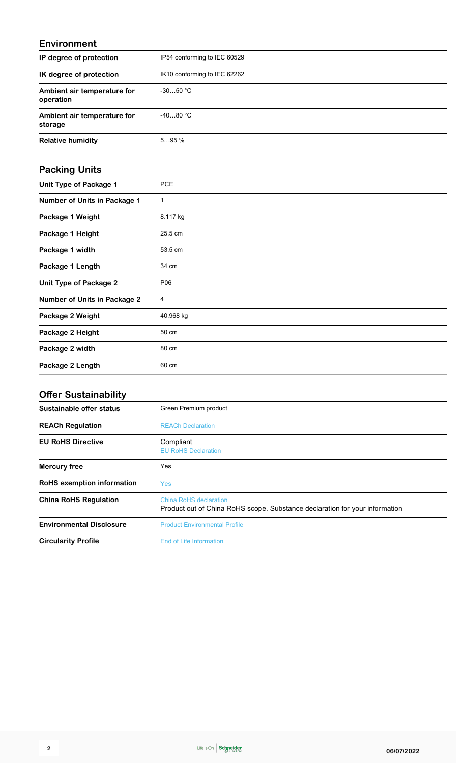## Environment

| | |
|---|---|
| IP degree of protection | IP54 conforming to IEC 60529 |
| IK degree of protection | IK10 conforming to IEC 62262 |
| Ambient air temperature for operation | -30…50 °C |
| Ambient air temperature for storage | -40…80 °C |
| Relative humidity | 5…95 % |

## Packing Units

| | |
|---|---|
| Unit Type of Package 1 | PCE |
| Number of Units in Package 1 | 1 |
| Package 1 Weight | 8.117 kg |
| Package 1 Height | 25.5 cm |
| Package 1 width | 53.5 cm |
| Package 1 Length | 34 cm |
| Unit Type of Package 2 | P06 |
| Number of Units in Package 2 | 4 |
| Package 2 Weight | 40.968 kg |
| Package 2 Height | 50 cm |
| Package 2 width | 80 cm |
| Package 2 Length | 60 cm |

## Offer Sustainability

| | |
|---|---|
| Sustainable offer status | Green Premium product |
| REACh Regulation | REACh Declaration |
| EU RoHS Directive | Compliant<br>EU RoHS Declaration |
| Mercury free | Yes |
| RoHS exemption information | Yes |
| China RoHS Regulation | China RoHS declaration<br>Product out of China RoHS scope. Substance declaration for your information |
| Environmental Disclosure | Product Environmental Profile |
| Circularity Profile | End of Life Information |

06/07/2022